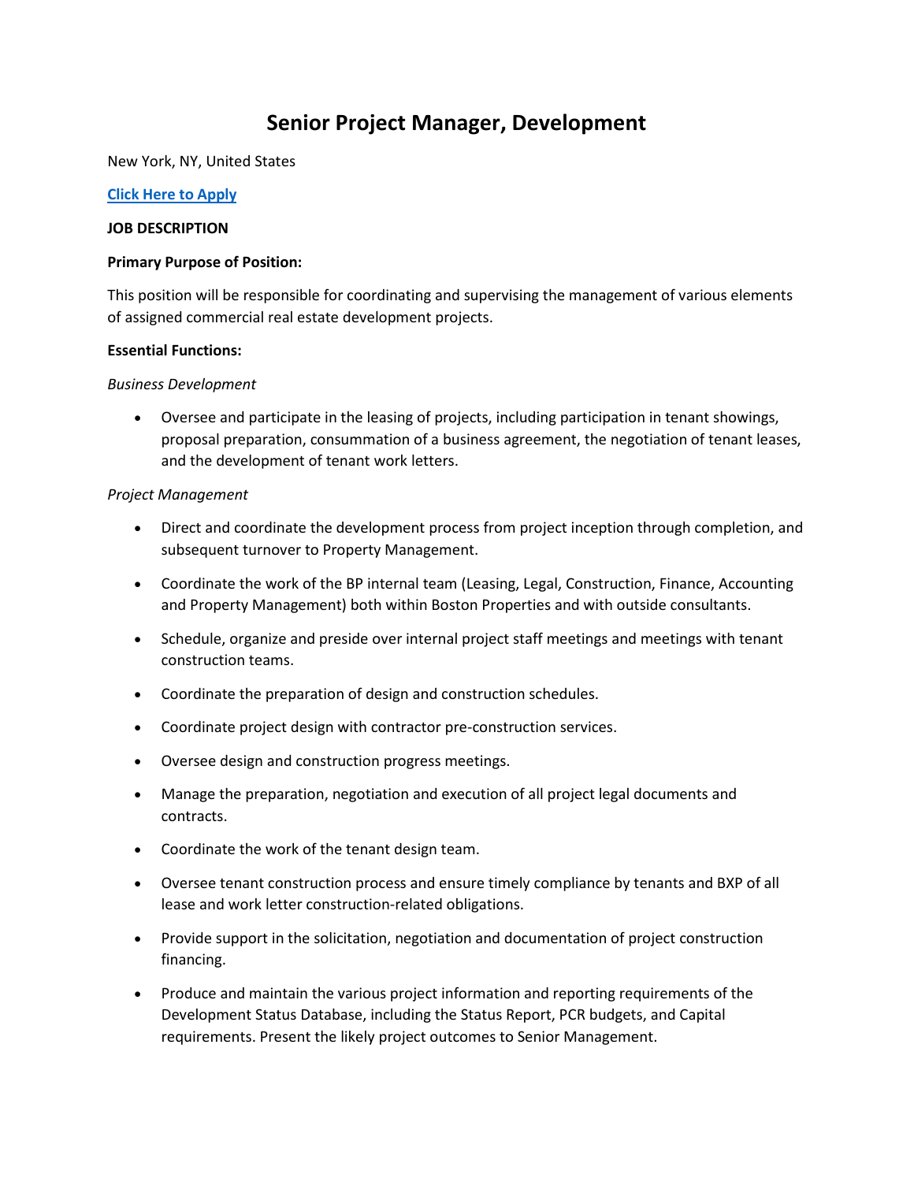# Senior Project Manager, Development

New York, NY, United States

**Click Here to Apply**

**JOB DESCRIPTION**

**Primary Purpose of Position:**

This position will be responsible for coordinating and supervising the management of various elements of assigned commercial real estate development projects.

**Essential Functions:**

*Business Development*

- Oversee and participate in the leasing of projects, including participation in tenant showings, proposal preparation, consummation of a business agreement, the negotiation of tenant leases, and the development of tenant work letters.

*Project Management*

- Direct and coordinate the development process from project inception through completion, and subsequent turnover to Property Management.
- Coordinate the work of the BP internal team (Leasing, Legal, Construction, Finance, Accounting and Property Management) both within Boston Properties and with outside consultants.
- Schedule, organize and preside over internal project staff meetings and meetings with tenant construction teams.
- Coordinate the preparation of design and construction schedules.
- Coordinate project design with contractor pre-construction services.
- Oversee design and construction progress meetings.
- Manage the preparation, negotiation and execution of all project legal documents and contracts.
- Coordinate the work of the tenant design team.
- Oversee tenant construction process and ensure timely compliance by tenants and BXP of all lease and work letter construction-related obligations.
- Provide support in the solicitation, negotiation and documentation of project construction financing.
- Produce and maintain the various project information and reporting requirements of the Development Status Database, including the Status Report, PCR budgets, and Capital requirements. Present the likely project outcomes to Senior Management.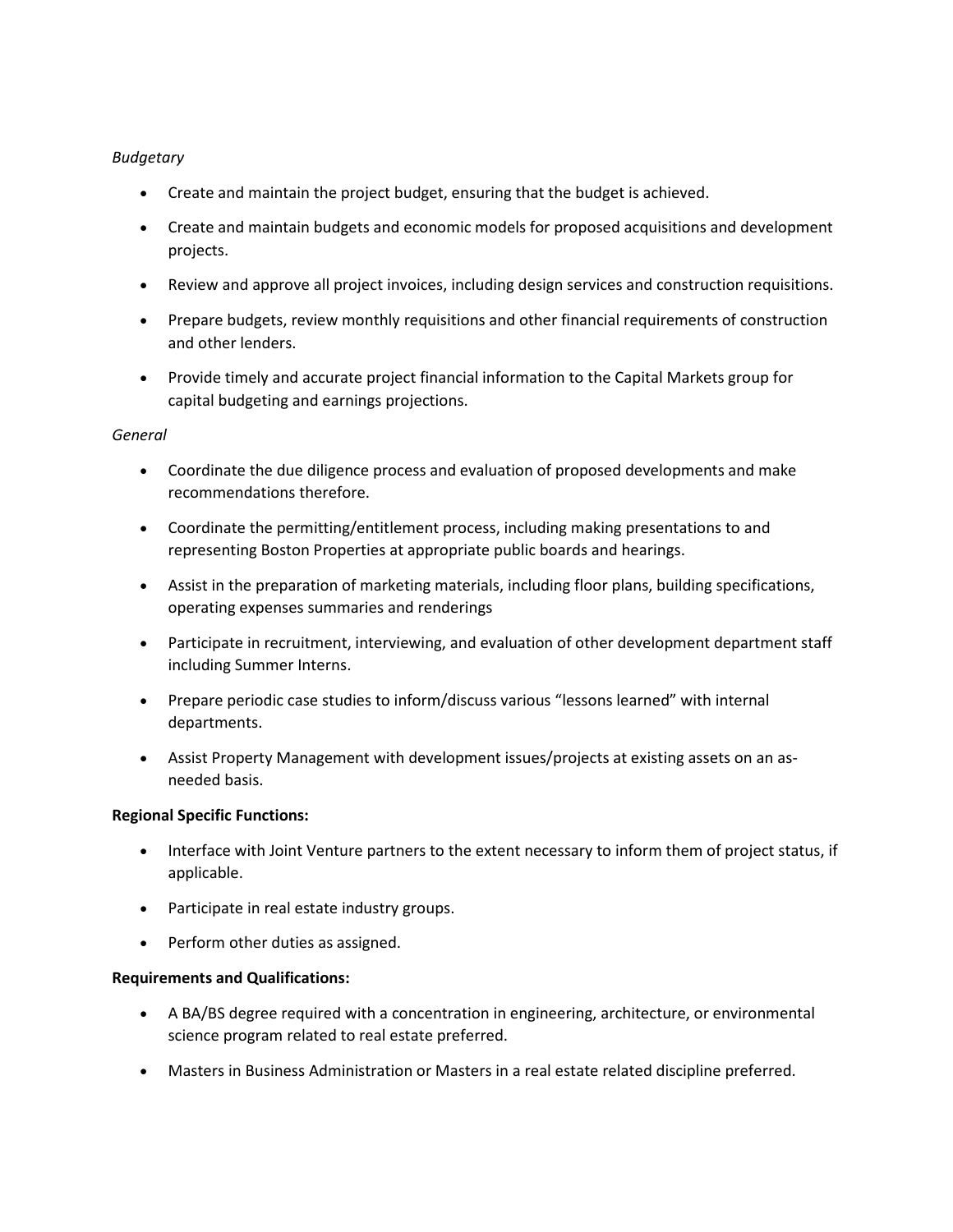*Budgetary*

- Create and maintain the project budget, ensuring that the budget is achieved.
- Create and maintain budgets and economic models for proposed acquisitions and development projects.
- Review and approve all project invoices, including design services and construction requisitions.
- Prepare budgets, review monthly requisitions and other financial requirements of construction and other lenders.
- Provide timely and accurate project financial information to the Capital Markets group for capital budgeting and earnings projections.

*General*

- Coordinate the due diligence process and evaluation of proposed developments and make recommendations therefore.
- Coordinate the permitting/entitlement process, including making presentations to and representing Boston Properties at appropriate public boards and hearings.
- Assist in the preparation of marketing materials, including floor plans, building specifications, operating expenses summaries and renderings
- Participate in recruitment, interviewing, and evaluation of other development department staff including Summer Interns.
- Prepare periodic case studies to inform/discuss various "lessons learned" with internal departments.
- Assist Property Management with development issues/projects at existing assets on an as-needed basis.

**Regional Specific Functions:**

- Interface with Joint Venture partners to the extent necessary to inform them of project status, if applicable.
- Participate in real estate industry groups.
- Perform other duties as assigned.

**Requirements and Qualifications:**

- A BA/BS degree required with a concentration in engineering, architecture, or environmental science program related to real estate preferred.
- Masters in Business Administration or Masters in a real estate related discipline preferred.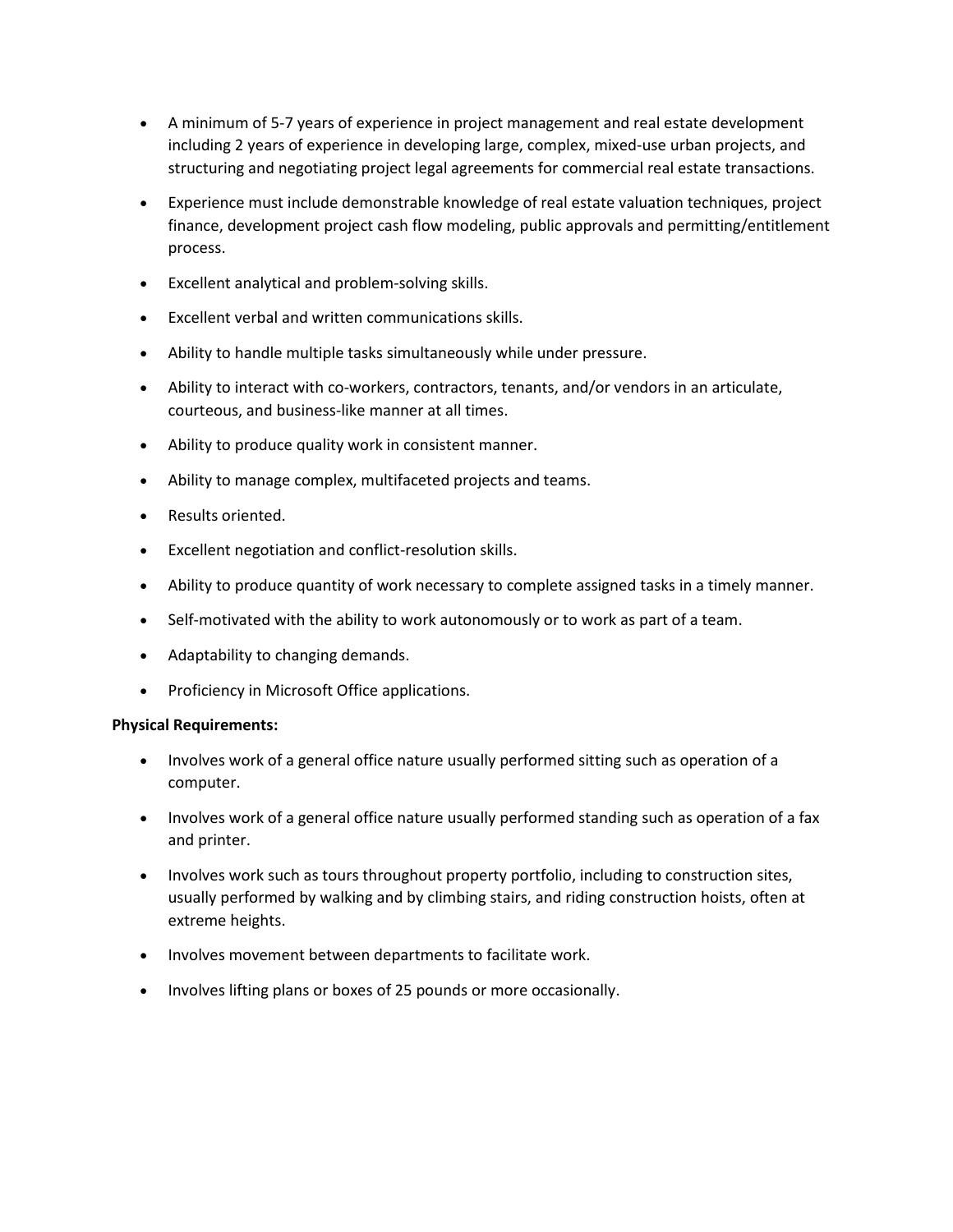- A minimum of 5-7 years of experience in project management and real estate development including 2 years of experience in developing large, complex, mixed-use urban projects, and structuring and negotiating project legal agreements for commercial real estate transactions.
- Experience must include demonstrable knowledge of real estate valuation techniques, project finance, development project cash flow modeling, public approvals and permitting/entitlement process.
- Excellent analytical and problem-solving skills.
- Excellent verbal and written communications skills.
- Ability to handle multiple tasks simultaneously while under pressure.
- Ability to interact with co-workers, contractors, tenants, and/or vendors in an articulate, courteous, and business-like manner at all times.
- Ability to produce quality work in consistent manner.
- Ability to manage complex, multifaceted projects and teams.
- Results oriented.
- Excellent negotiation and conflict-resolution skills.
- Ability to produce quantity of work necessary to complete assigned tasks in a timely manner.
- Self-motivated with the ability to work autonomously or to work as part of a team.
- Adaptability to changing demands.
- Proficiency in Microsoft Office applications.

**Physical Requirements:**

- Involves work of a general office nature usually performed sitting such as operation of a computer.
- Involves work of a general office nature usually performed standing such as operation of a fax and printer.
- Involves work such as tours throughout property portfolio, including to construction sites, usually performed by walking and by climbing stairs, and riding construction hoists, often at extreme heights.
- Involves movement between departments to facilitate work.
- Involves lifting plans or boxes of 25 pounds or more occasionally.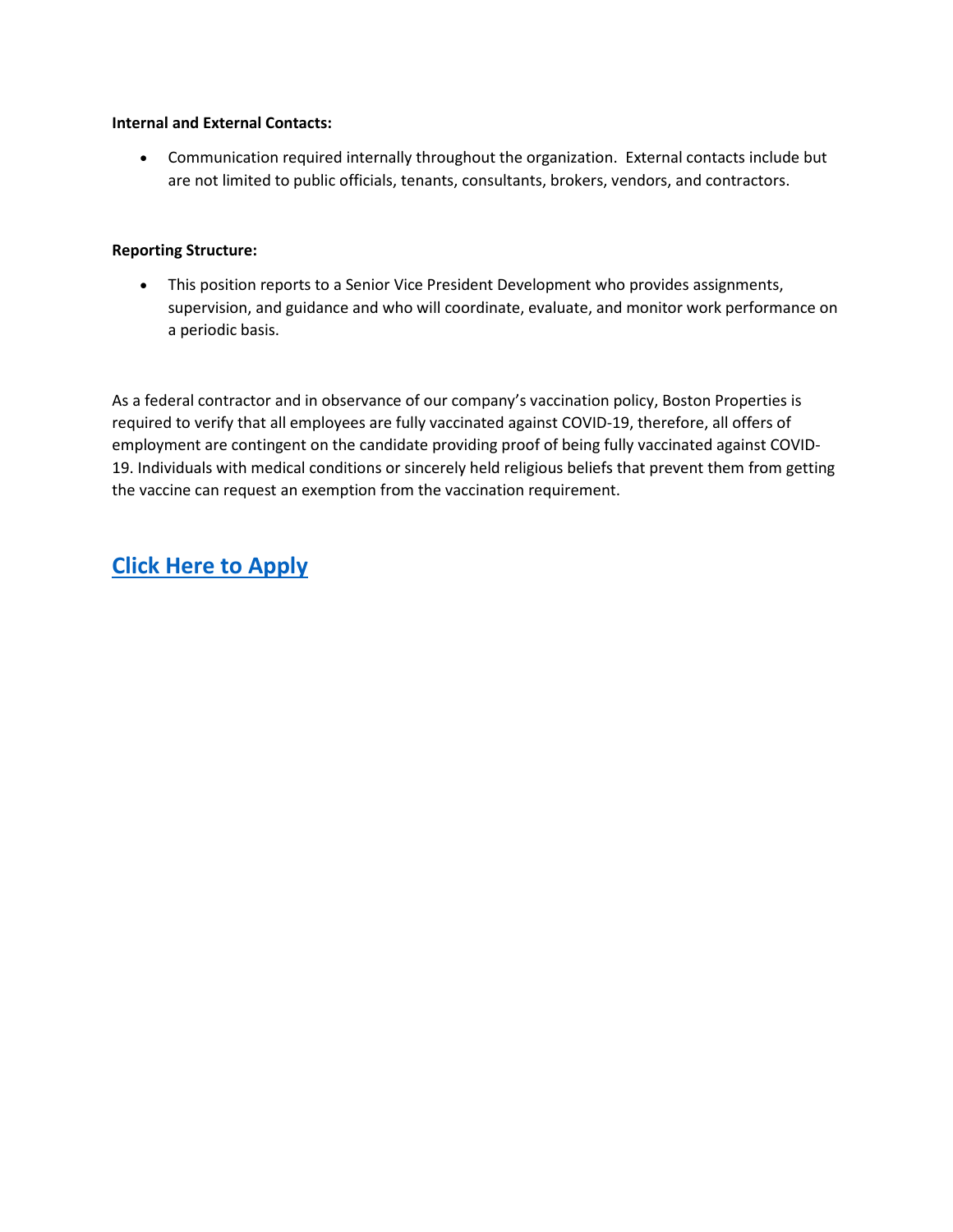**Internal and External Contacts:**

- Communication required internally throughout the organization. External contacts include but are not limited to public officials, tenants, consultants, brokers, vendors, and contractors.

**Reporting Structure:**

- This position reports to a Senior Vice President Development who provides assignments, supervision, and guidance and who will coordinate, evaluate, and monitor work performance on a periodic basis.

As a federal contractor and in observance of our company's vaccination policy, Boston Properties is required to verify that all employees are fully vaccinated against COVID-19, therefore, all offers of employment are contingent on the candidate providing proof of being fully vaccinated against COVID-19. Individuals with medical conditions or sincerely held religious beliefs that prevent them from getting the vaccine can request an exemption from the vaccination requirement.

## Click Here to Apply